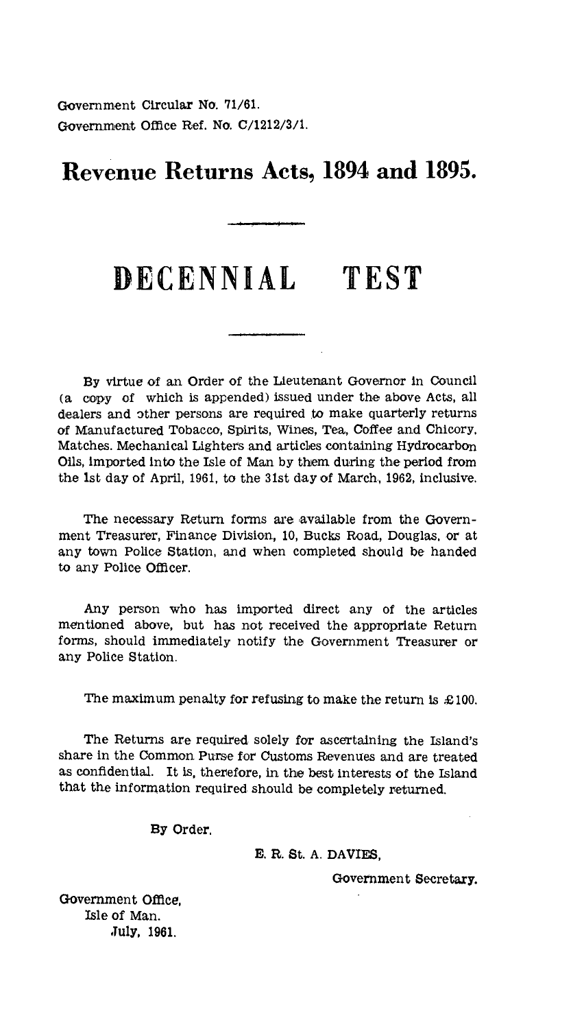Government Circular No. 71/61.
Government Office Ref. No. C/1212/3/1.

# Revenue Returns Acts, 1894 and 1895.

## DECENNIAL TEST

By virtue of an Order of the Lieutenant Governor in Council (a copy of which is appended) issued under the above Acts, all dealers and other persons are required to make quarterly returns of Manufactured Tobacco, Spirits, Wines, Tea, Coffee and Chicory, Matches. Mechanical Lighters and articles containing Hydrocarbon Oils, imported into the Isle of Man by them during the period from the 1st day of April, 1961, to the 31st day of March, 1962, inclusive.

The necessary Return forms are available from the Government Treasurer, Finance Division, 10, Bucks Road, Douglas, or at any town Police Station, and when completed should be handed to any Police Officer.

Any person who has imported direct any of the articles mentioned above, but has not received the appropriate Return forms, should immediately notify the Government Treasurer or any Police Station.

The maximum penalty for refusing to make the return is £100.

The Returns are required solely for ascertaining the Island's share in the Common Purse for Customs Revenues and are treated as confidential. It is, therefore, in the best interests of the Island that the information required should be completely returned.

By Order.

E. R. St. A. DAVIES,

Government Secretary.

Government Office,
Isle of Man.
July, 1961.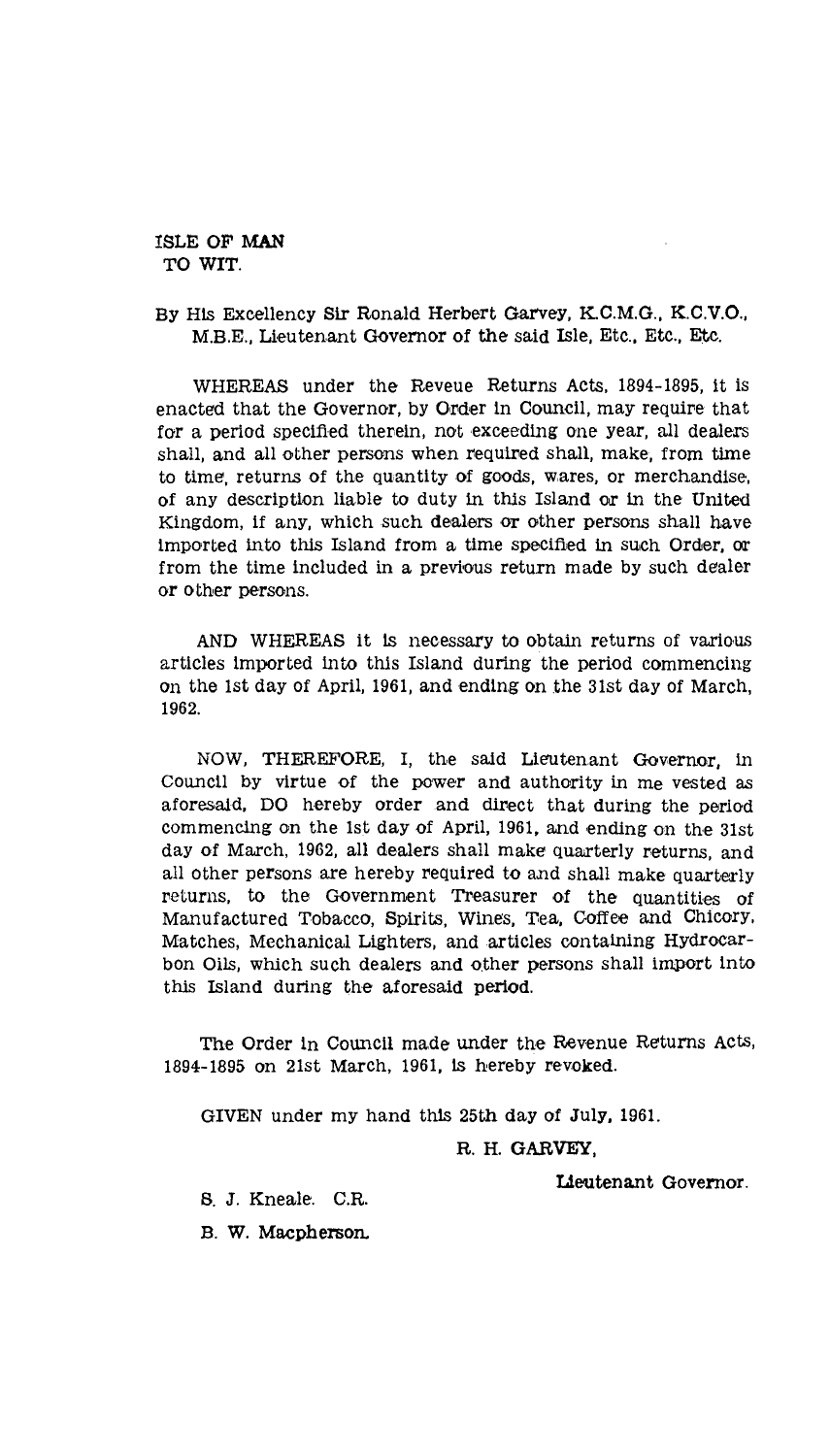ISLE OF MAN
TO WIT.

By His Excellency Sir Ronald Herbert Garvey, K.C.M.G., K.C.V.O., M.B.E., Lieutenant Governor of the said Isle, Etc., Etc., Etc.

WHEREAS under the Reveue Returns Acts, 1894-1895, it is enacted that the Governor, by Order in Council, may require that for a period specified therein, not exceeding one year, all dealers shall, and all other persons when required shall, make, from time to time, returns of the quantity of goods, wares, or merchandise, of any description liable to duty in this Island or in the United Kingdom, if any, which such dealers or other persons shall have imported into this Island from a time specified in such Order, or from the time included in a previous return made by such dealer or other persons.

AND WHEREAS it is necessary to obtain returns of various articles imported into this Island during the period commencing on the 1st day of April, 1961, and ending on the 31st day of March, 1962.

NOW, THEREFORE, I, the said Lieutenant Governor, in Council by virtue of the power and authority in me vested as aforesaid, DO hereby order and direct that during the period commencing on the 1st day of April, 1961, and ending on the 31st day of March, 1962, all dealers shall make quarterly returns, and all other persons are hereby required to and shall make quarterly returns, to the Government Treasurer of the quantities of Manufactured Tobacco, Spirits, Wines, Tea, Coffee and Chicory, Matches, Mechanical Lighters, and articles containing Hydrocarbon Oils, which such dealers and other persons shall import into this Island during the aforesaid period.

The Order in Council made under the Revenue Returns Acts, 1894-1895 on 21st March, 1961, is hereby revoked.

GIVEN under my hand this 25th day of July, 1961.

R. H. GARVEY,

Lieutenant Governor.

S. J. Kneale. C.R.

B. W. Macpherson.